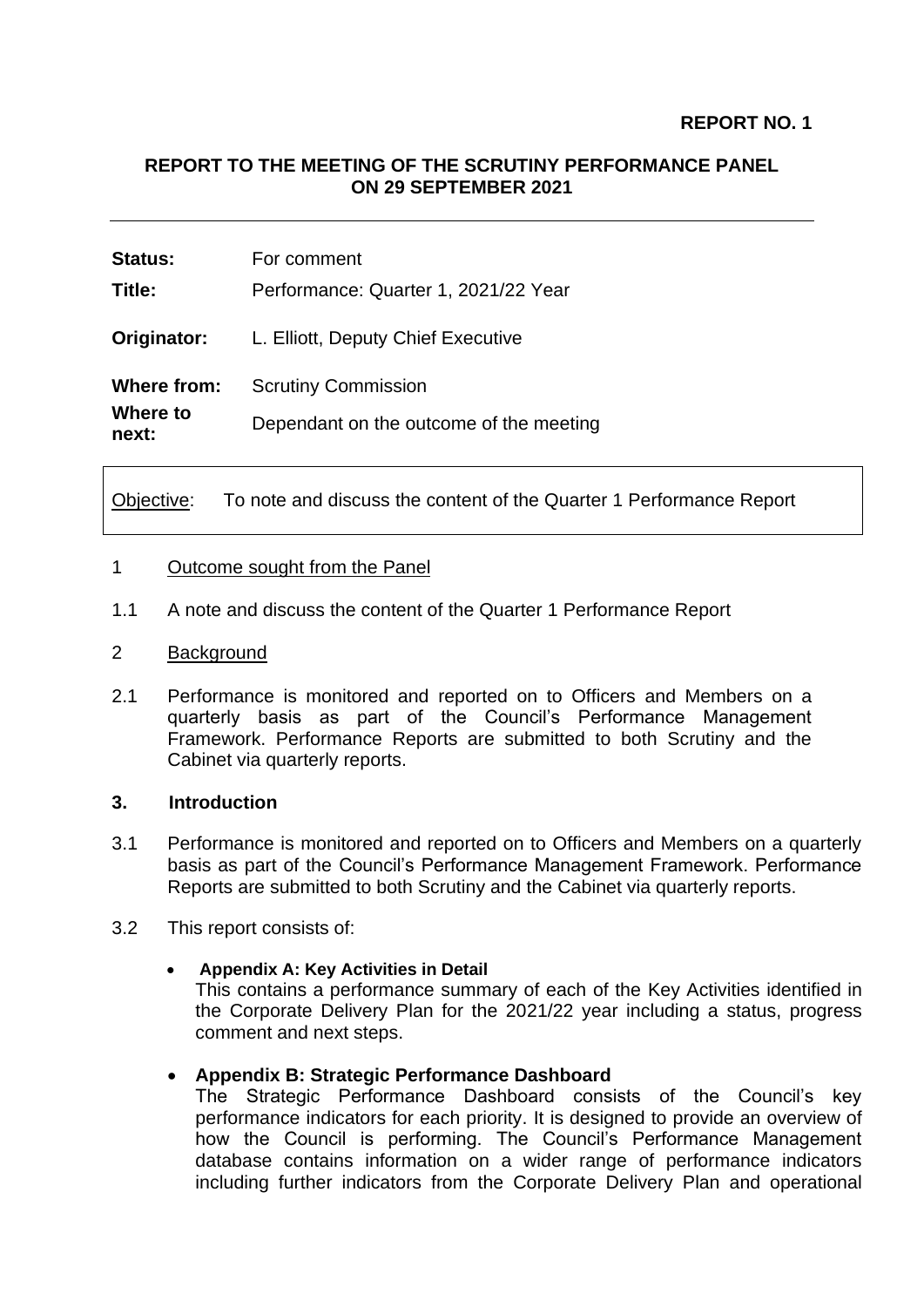**REPORT NO. 1**

**REPORT TO THE MEETING OF THE SCRUTINY PERFORMANCE PANEL ON 29 SEPTEMBER 2021**

| | |
|---|---|
| **Status:** | For comment |
| **Title:** | Performance: Quarter 1, 2021/22 Year |
| **Originator:** | L. Elliott, Deputy Chief Executive |
| **Where from:** | Scrutiny Commission |
| **Where to next:** | Dependant on the outcome of the meeting |

Objective: To note and discuss the content of the Quarter 1 Performance Report

1 Outcome sought from the Panel

1.1 A note and discuss the content of the Quarter 1 Performance Report

2 Background

2.1 Performance is monitored and reported on to Officers and Members on a quarterly basis as part of the Council's Performance Management Framework. Performance Reports are submitted to both Scrutiny and the Cabinet via quarterly reports.

**3. Introduction**

3.1 Performance is monitored and reported on to Officers and Members on a quarterly basis as part of the Council's Performance Management Framework. Performance Reports are submitted to both Scrutiny and the Cabinet via quarterly reports.

3.2 This report consists of:

- **Appendix A: Key Activities in Detail**
  This contains a performance summary of each of the Key Activities identified in the Corporate Delivery Plan for the 2021/22 year including a status, progress comment and next steps.

- **Appendix B: Strategic Performance Dashboard**
  The Strategic Performance Dashboard consists of the Council's key performance indicators for each priority. It is designed to provide an overview of how the Council is performing. The Council's Performance Management database contains information on a wider range of performance indicators including further indicators from the Corporate Delivery Plan and operational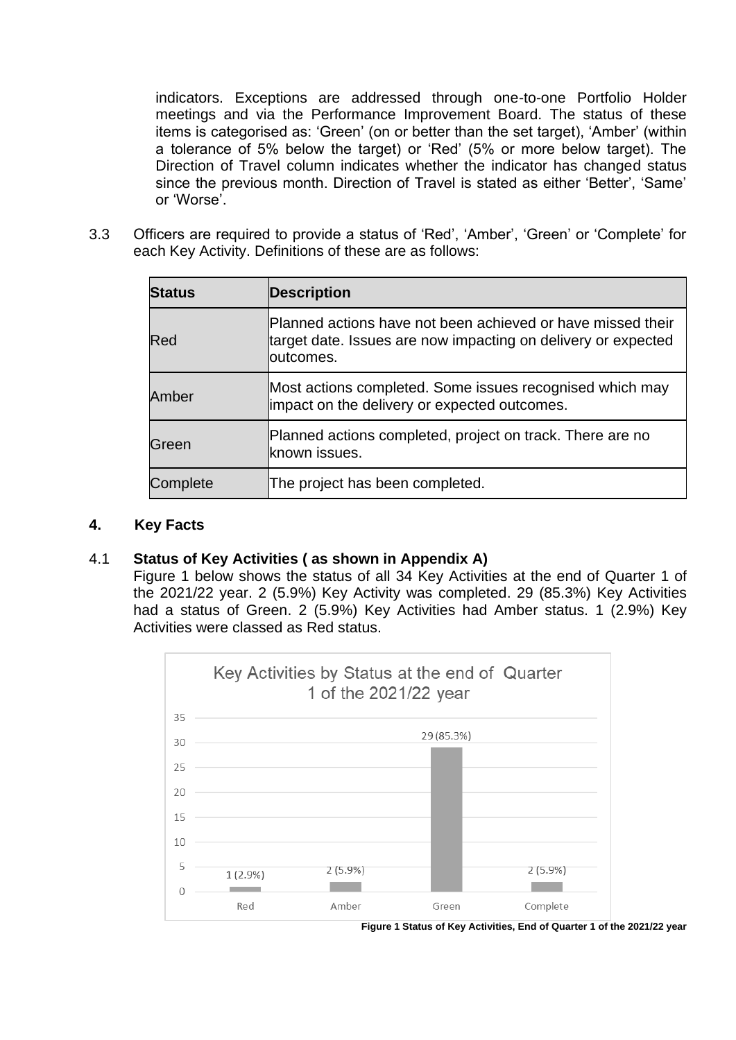indicators. Exceptions are addressed through one-to-one Portfolio Holder meetings and via the Performance Improvement Board. The status of these items is categorised as: 'Green' (on or better than the set target), 'Amber' (within a tolerance of 5% below the target) or 'Red' (5% or more below target). The Direction of Travel column indicates whether the indicator has changed status since the previous month. Direction of Travel is stated as either 'Better', 'Same' or 'Worse'.

3.3 Officers are required to provide a status of 'Red', 'Amber', 'Green' or 'Complete' for each Key Activity. Definitions of these are as follows:

| Status | Description |
|---|---|
| Red | Planned actions have not been achieved or have missed their target date. Issues are now impacting on delivery or expected outcomes. |
| Amber | Most actions completed. Some issues recognised which may impact on the delivery or expected outcomes. |
| Green | Planned actions completed, project on track. There are no known issues. |
| Complete | The project has been completed. |

## 4. Key Facts

### 4.1 Status of Key Activities ( as shown in Appendix A)

Figure 1 below shows the status of all 34 Key Activities at the end of Quarter 1 of the 2021/22 year. 2 (5.9%) Key Activity was completed. 29 (85.3%) Key Activities had a status of Green. 2 (5.9%) Key Activities had Amber status. 1 (2.9%) Key Activities were classed as Red status.

Key Activities by Status at the end of Quarter 1 of the 2021/22 year

| Status | Number (%) |
|---|---|
| Red | 1 (2.9%) |
| Amber | 2 (5.9%) |
| Green | 29 (85.3%) |
| Complete | 2 (5.9%) |

**Figure 1 Status of Key Activities, End of Quarter 1 of the 2021/22 year**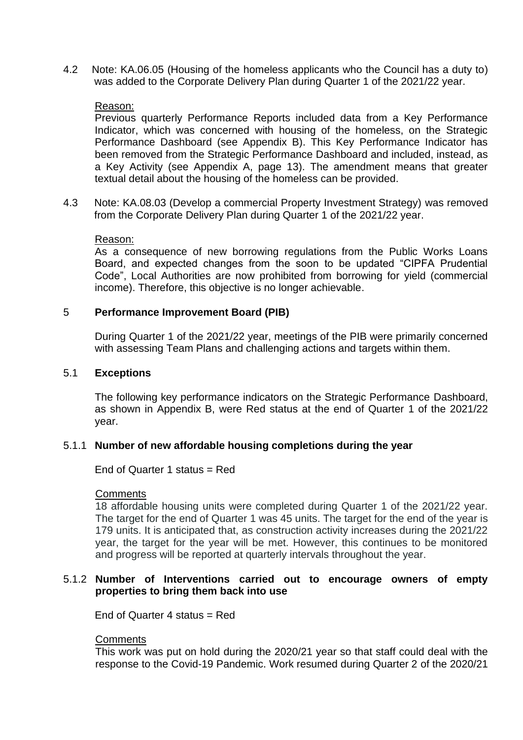4.2 Note: KA.06.05 (Housing of the homeless applicants who the Council has a duty to) was added to the Corporate Delivery Plan during Quarter 1 of the 2021/22 year.

Reason:

Previous quarterly Performance Reports included data from a Key Performance Indicator, which was concerned with housing of the homeless, on the Strategic Performance Dashboard (see Appendix B). This Key Performance Indicator has been removed from the Strategic Performance Dashboard and included, instead, as a Key Activity (see Appendix A, page 13). The amendment means that greater textual detail about the housing of the homeless can be provided.

4.3 Note: KA.08.03 (Develop a commercial Property Investment Strategy) was removed from the Corporate Delivery Plan during Quarter 1 of the 2021/22 year.

Reason:

As a consequence of new borrowing regulations from the Public Works Loans Board, and expected changes from the soon to be updated "CIPFA Prudential Code", Local Authorities are now prohibited from borrowing for yield (commercial income). Therefore, this objective is no longer achievable.

## 5 Performance Improvement Board (PIB)

During Quarter 1 of the 2021/22 year, meetings of the PIB were primarily concerned with assessing Team Plans and challenging actions and targets within them.

### 5.1 Exceptions

The following key performance indicators on the Strategic Performance Dashboard, as shown in Appendix B, were Red status at the end of Quarter 1 of the 2021/22 year.

#### 5.1.1 Number of new affordable housing completions during the year

End of Quarter 1 status = Red

Comments

18 affordable housing units were completed during Quarter 1 of the 2021/22 year. The target for the end of Quarter 1 was 45 units. The target for the end of the year is 179 units. It is anticipated that, as construction activity increases during the 2021/22 year, the target for the year will be met. However, this continues to be monitored and progress will be reported at quarterly intervals throughout the year.

#### 5.1.2 Number of Interventions carried out to encourage owners of empty properties to bring them back into use

End of Quarter 4 status = Red

Comments

This work was put on hold during the 2020/21 year so that staff could deal with the response to the Covid-19 Pandemic. Work resumed during Quarter 2 of the 2020/21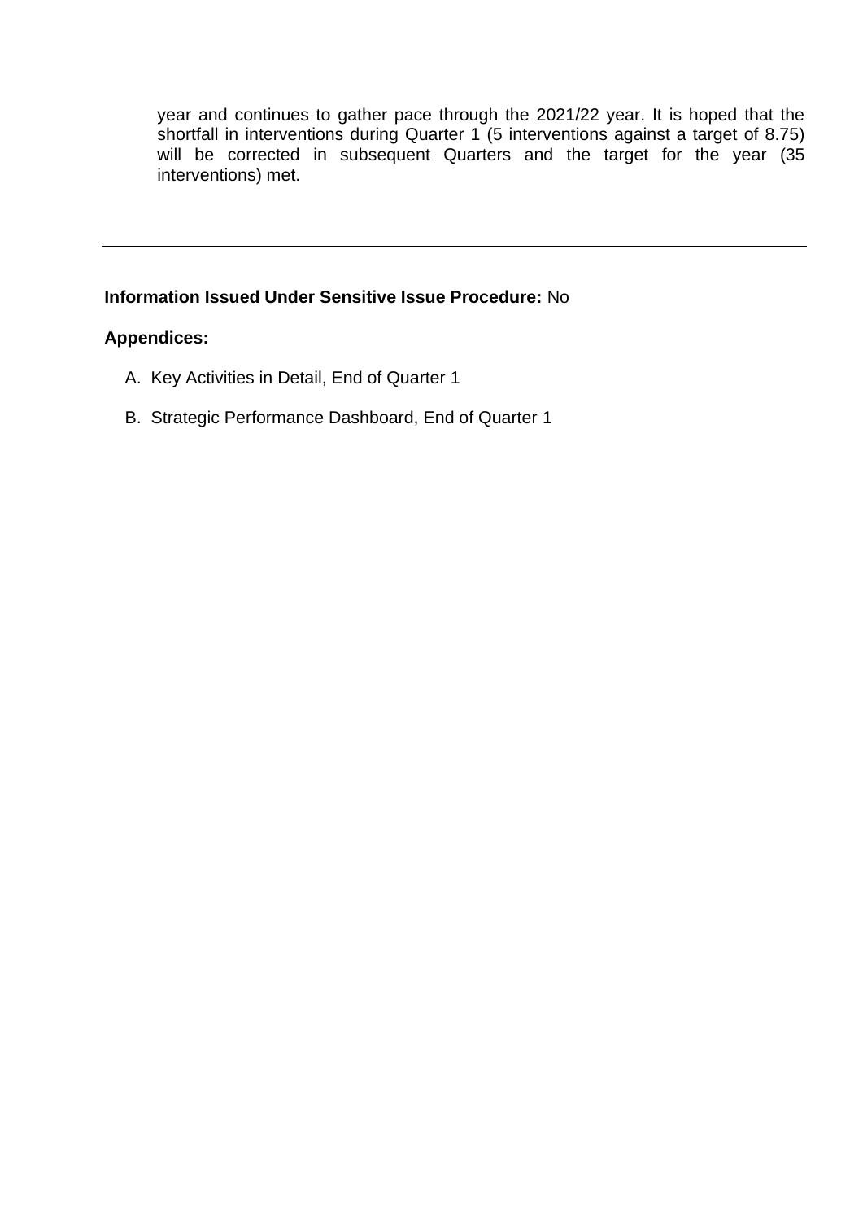year and continues to gather pace through the 2021/22 year. It is hoped that the shortfall in interventions during Quarter 1 (5 interventions against a target of 8.75) will be corrected in subsequent Quarters and the target for the year (35 interventions) met.

---

**Information Issued Under Sensitive Issue Procedure:** No

**Appendices:**

A. Key Activities in Detail, End of Quarter 1

B. Strategic Performance Dashboard, End of Quarter 1